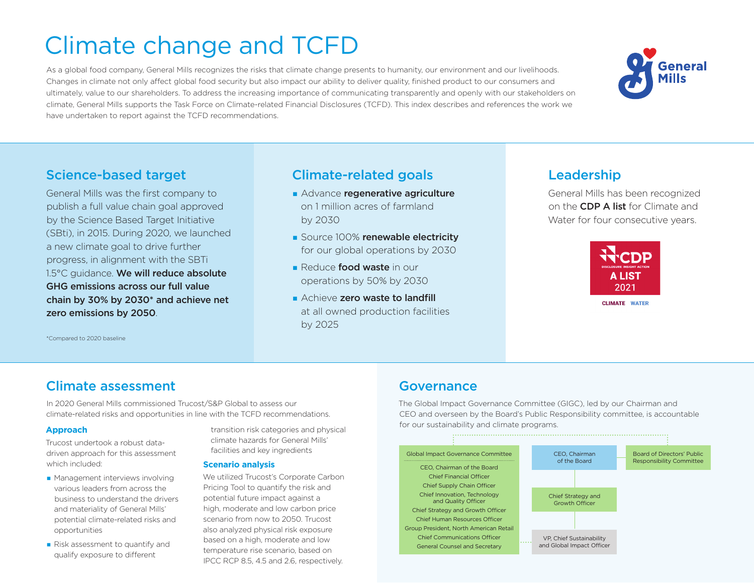# Climate change and TCFD

As a global food company, General Mills recognizes the risks that climate change presents to humanity, our environment and our livelihoods. Changes in climate not only affect global food security but also impact our ability to deliver quality, finished product to our consumers and ultimately, value to our shareholders. To address the increasing importance of communicating transparently and openly with our stakeholders on climate, General Mills supports the Task Force on Climate-related Financial Disclosures (TCFD). This index describes and references the work we have undertaken to report against the TCFD recommendations.

## Science-based target

General Mills was the first company to publish a full value chain goal approved by the Science Based Target Initiative (SBti), in 2015. During 2020, we launched a new climate goal to drive further progress, in alignment with the SBTi 1.5°C guidance. **We will reduce absolute GHG emissions across our full value chain by 30% by 2030\* and achieve net zero emissions by 2050**.

\*Compared to 2020 baseline

## Climate-related goals

- Advance **regenerative agriculture** on 1 million acres of farmland by 2030
- Source 100% **renewable electricity** for our global operations by 2030
- Reduce **food waste** in our operations by 50% by 2030
- Achieve **zero waste to landfill** at all owned production facilities by 2025

## Leadership

General Mills has been recognized on the **CDP A list** for Climate and Water for four consecutive years.

CDP DISCLOSURE INSIGHT ACTION A LIST 2021 CLIMATE WATER

## Climate assessment

In 2020 General Mills commissioned Trucost/S&P Global to assess our climate-related risks and opportunities in line with the TCFD recommendations.

### Approach

Trucost undertook a robust data-driven approach for this assessment which included:

- Management interviews involving various leaders from across the business to understand the drivers and materiality of General Mills' potential climate-related risks and opportunities
- Risk assessment to quantify and qualify exposure to different transition risk categories and physical climate hazards for General Mills' facilities and key ingredients

### Scenario analysis

We utilized Trucost's Corporate Carbon Pricing Tool to quantify the risk and potential future impact against a high, moderate and low carbon price scenario from now to 2050. Trucost also analyzed physical risk exposure based on a high, moderate and low temperature rise scenario, based on IPCC RCP 8.5, 4.5 and 2.6, respectively.

## Governance

The Global Impact Governance Committee (GIGC), led by our Chairman and CEO and overseen by the Board's Public Responsibility committee, is accountable for our sustainability and climate programs.

**Global Impact Governance Committee**
- CEO, Chairman of the Board
- Chief Financial Officer
- Chief Supply Chain Officer
- Chief Innovation, Technology and Quality Officer
- Chief Strategy and Growth Officer
- Chief Human Resources Officer
- Group President, North American Retail
- Chief Communications Officer
- General Counsel and Secretary

**CEO, Chairman of the Board** → **Chief Strategy and Growth Officer** → **VP, Chief Sustainability and Global Impact Officer**

**Board of Directors' Public Responsibility Committee**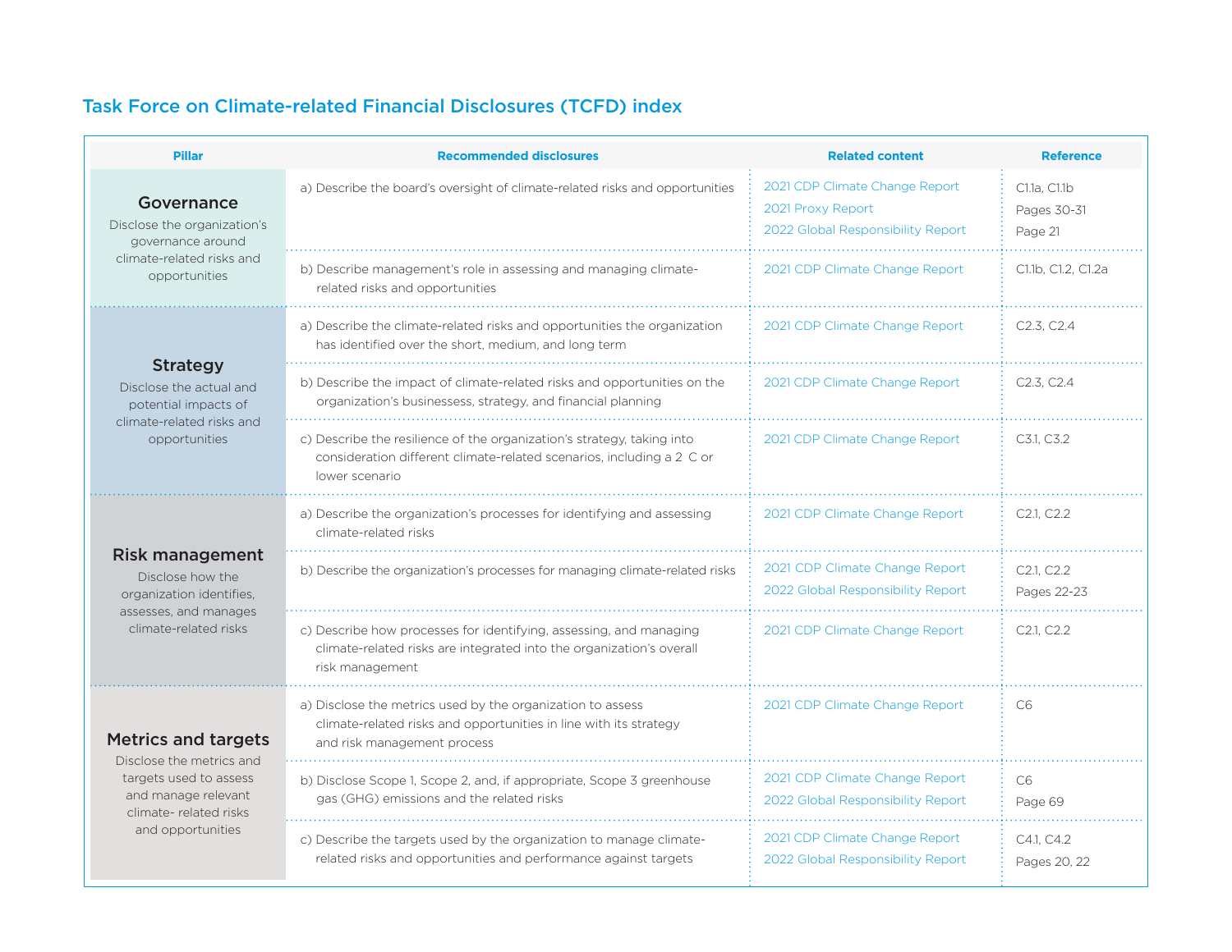## Task Force on Climate-related Financial Disclosures (TCFD) index

| Pillar | Recommended disclosures | Related content | Reference |
|---|---|---|---|
| **Governance**<br>Disclose the organization's governance around climate-related risks and opportunities | a) Describe the board's oversight of climate-related risks and opportunities | 2021 CDP Climate Change Report<br>2021 Proxy Report<br>2022 Global Responsibility Report | C1.1a, C1.1b<br>Pages 30-31<br>Page 21 |
| | b) Describe management's role in assessing and managing climate-related risks and opportunities | 2021 CDP Climate Change Report | C1.1b, C1.2, C1.2a |
| **Strategy**<br>Disclose the actual and potential impacts of climate-related risks and opportunities | a) Describe the climate-related risks and opportunities the organization has identified over the short, medium, and long term | 2021 CDP Climate Change Report | C2.3, C2.4 |
| | b) Describe the impact of climate-related risks and opportunities on the organization's businessess, strategy, and financial planning | 2021 CDP Climate Change Report | C2.3, C2.4 |
| | c) Describe the resilience of the organization's strategy, taking into consideration different climate-related scenarios, including a 2 C or lower scenario | 2021 CDP Climate Change Report | C3.1, C3.2 |
| **Risk management**<br>Disclose how the organization identifies, assesses, and manages climate-related risks | a) Describe the organization's processes for identifying and assessing climate-related risks | 2021 CDP Climate Change Report | C2.1, C2.2 |
| | b) Describe the organization's processes for managing climate-related risks | 2021 CDP Climate Change Report<br>2022 Global Responsibility Report | C2.1, C2.2<br>Pages 22-23 |
| | c) Describe how processes for identifying, assessing, and managing climate-related risks are integrated into the organization's overall risk management | 2021 CDP Climate Change Report | C2.1, C2.2 |
| **Metrics and targets**<br>Disclose the metrics and targets used to assess and manage relevant climate- related risks and opportunities | a) Disclose the metrics used by the organization to assess climate-related risks and opportunities in line with its strategy and risk management process | 2021 CDP Climate Change Report | C6 |
| | b) Disclose Scope 1, Scope 2, and, if appropriate, Scope 3 greenhouse gas (GHG) emissions and the related risks | 2021 CDP Climate Change Report<br>2022 Global Responsibility Report | C6<br>Page 69 |
| | c) Describe the targets used by the organization to manage climate-related risks and opportunities and performance against targets | 2021 CDP Climate Change Report<br>2022 Global Responsibility Report | C4.1, C4.2<br>Pages 20, 22 |